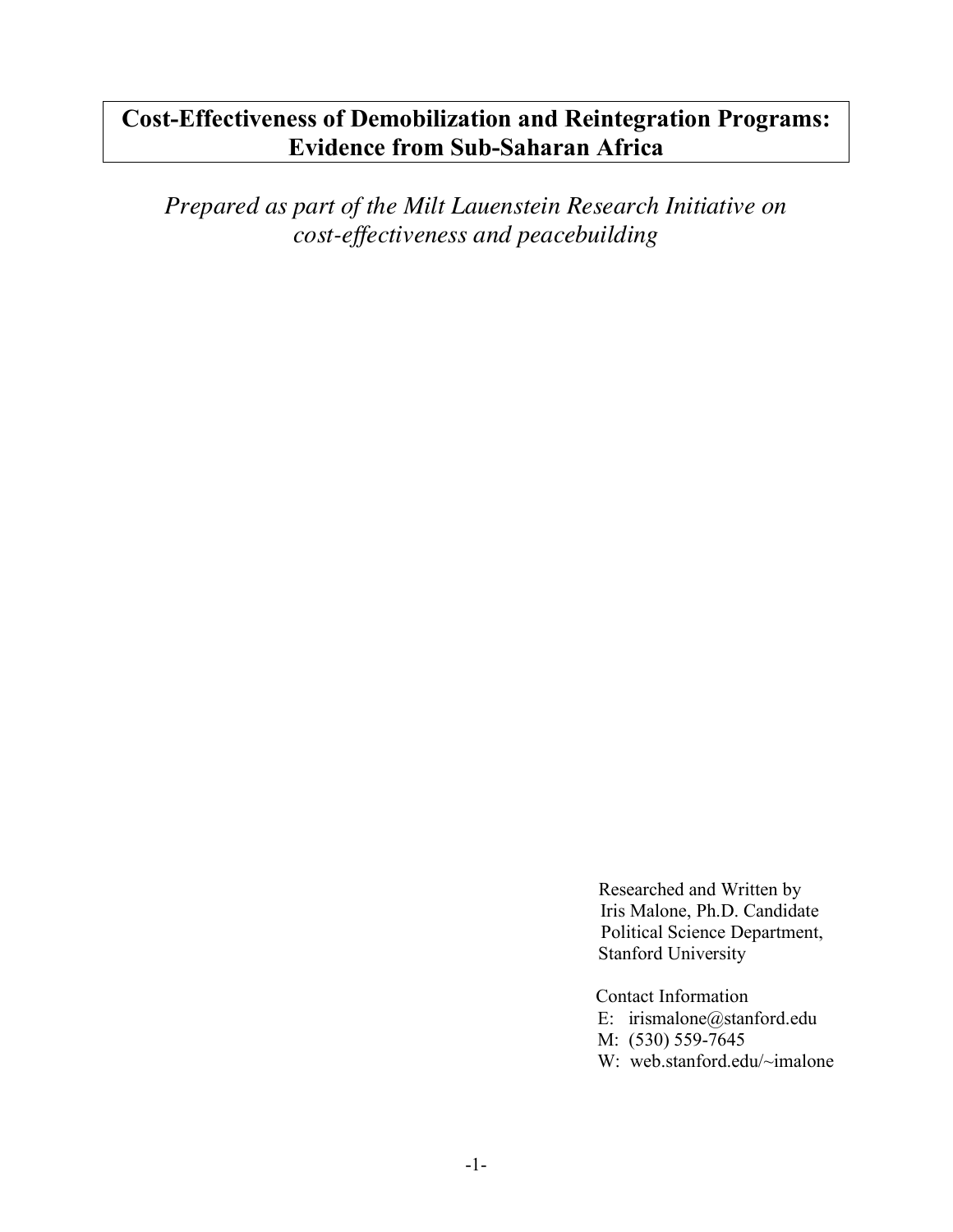# Cost-Effectiveness of Demobilization and Reintegration Programs: Evidence from Sub-Saharan Africa

*Prepared as part of the Milt Lauenstein Research Initiative on cost-effectiveness and peacebuilding*

Researched and Written by
Iris Malone, Ph.D. Candidate
Political Science Department,
Stanford University

Contact Information
E: irismalone@stanford.edu
M: (530) 559-7645
W: web.stanford.edu/~imalone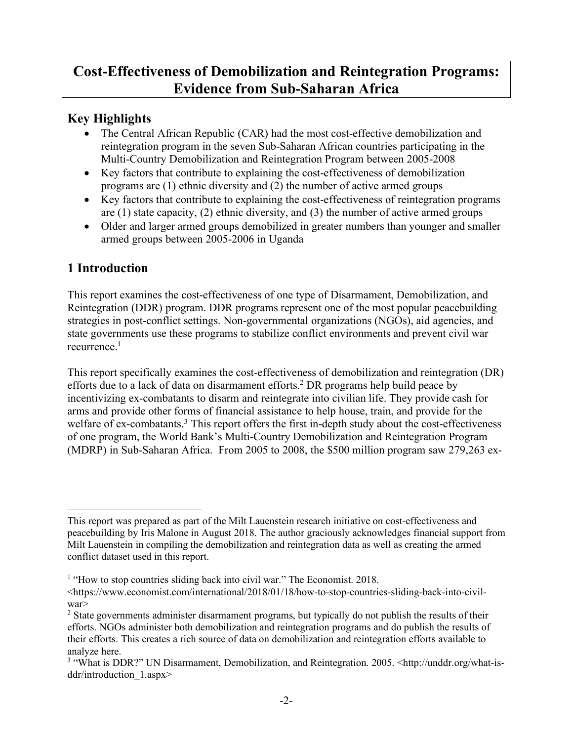# Cost-Effectiveness of Demobilization and Reintegration Programs: Evidence from Sub-Saharan Africa

## Key Highlights

- The Central African Republic (CAR) had the most cost-effective demobilization and reintegration program in the seven Sub-Saharan African countries participating in the Multi-Country Demobilization and Reintegration Program between 2005-2008
- Key factors that contribute to explaining the cost-effectiveness of demobilization programs are (1) ethnic diversity and (2) the number of active armed groups
- Key factors that contribute to explaining the cost-effectiveness of reintegration programs are (1) state capacity, (2) ethnic diversity, and (3) the number of active armed groups
- Older and larger armed groups demobilized in greater numbers than younger and smaller armed groups between 2005-2006 in Uganda

## 1 Introduction

This report examines the cost-effectiveness of one type of Disarmament, Demobilization, and Reintegration (DDR) program. DDR programs represent one of the most popular peacebuilding strategies in post-conflict settings. Non-governmental organizations (NGOs), aid agencies, and state governments use these programs to stabilize conflict environments and prevent civil war recurrence.[1]

This report specifically examines the cost-effectiveness of demobilization and reintegration (DR) efforts due to a lack of data on disarmament efforts.[2] DR programs help build peace by incentivizing ex-combatants to disarm and reintegrate into civilian life. They provide cash for arms and provide other forms of financial assistance to help house, train, and provide for the welfare of ex-combatants.[3] This report offers the first in-depth study about the cost-effectiveness of one program, the World Bank's Multi-Country Demobilization and Reintegration Program (MDRP) in Sub-Saharan Africa. From 2005 to 2008, the $500 million program saw 279,263 ex-

---

This report was prepared as part of the Milt Lauenstein research initiative on cost-effectiveness and peacebuilding by Iris Malone in August 2018. The author graciously acknowledges financial support from Milt Lauenstein in compiling the demobilization and reintegration data as well as creating the armed conflict dataset used in this report.

[1] "How to stop countries sliding back into civil war." The Economist. 2018. <https://www.economist.com/international/2018/01/18/how-to-stop-countries-sliding-back-into-civil-war>

[2] State governments administer disarmament programs, but typically do not publish the results of their efforts. NGOs administer both demobilization and reintegration programs and do publish the results of their efforts. This creates a rich source of data on demobilization and reintegration efforts available to analyze here.

[3] "What is DDR?" UN Disarmament, Demobilization, and Reintegration. 2005. <http://unddr.org/what-is-ddr/introduction_1.aspx>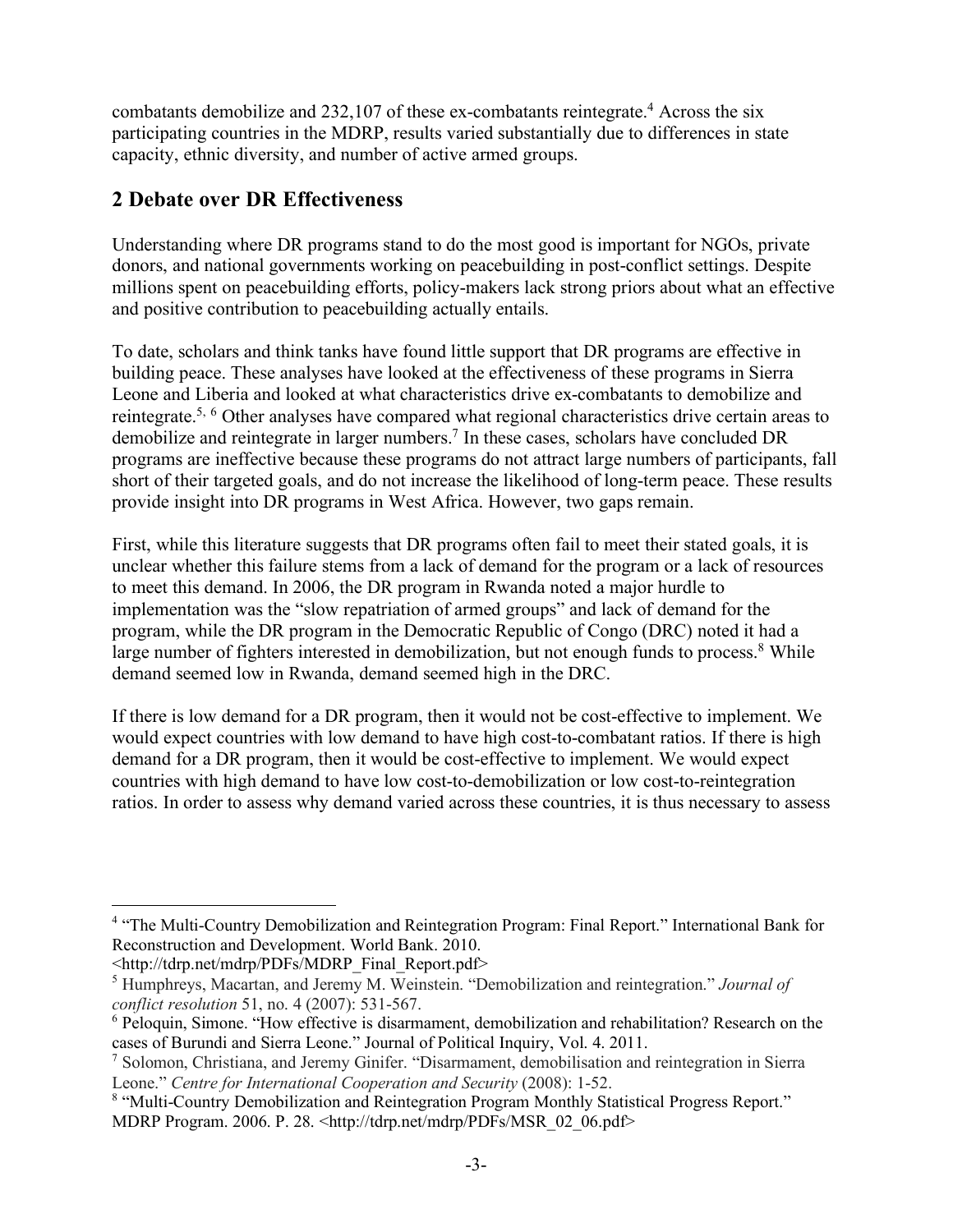combatants demobilize and 232,107 of these ex-combatants reintegrate.[4] Across the six participating countries in the MDRP, results varied substantially due to differences in state capacity, ethnic diversity, and number of active armed groups.

## 2 Debate over DR Effectiveness

Understanding where DR programs stand to do the most good is important for NGOs, private donors, and national governments working on peacebuilding in post-conflict settings. Despite millions spent on peacebuilding efforts, policy-makers lack strong priors about what an effective and positive contribution to peacebuilding actually entails.

To date, scholars and think tanks have found little support that DR programs are effective in building peace. These analyses have looked at the effectiveness of these programs in Sierra Leone and Liberia and looked at what characteristics drive ex-combatants to demobilize and reintegrate.[5, 6] Other analyses have compared what regional characteristics drive certain areas to demobilize and reintegrate in larger numbers.[7] In these cases, scholars have concluded DR programs are ineffective because these programs do not attract large numbers of participants, fall short of their targeted goals, and do not increase the likelihood of long-term peace. These results provide insight into DR programs in West Africa. However, two gaps remain.

First, while this literature suggests that DR programs often fail to meet their stated goals, it is unclear whether this failure stems from a lack of demand for the program or a lack of resources to meet this demand. In 2006, the DR program in Rwanda noted a major hurdle to implementation was the "slow repatriation of armed groups" and lack of demand for the program, while the DR program in the Democratic Republic of Congo (DRC) noted it had a large number of fighters interested in demobilization, but not enough funds to process.[8] While demand seemed low in Rwanda, demand seemed high in the DRC.

If there is low demand for a DR program, then it would not be cost-effective to implement. We would expect countries with low demand to have high cost-to-combatant ratios. If there is high demand for a DR program, then it would be cost-effective to implement. We would expect countries with high demand to have low cost-to-demobilization or low cost-to-reintegration ratios. In order to assess why demand varied across these countries, it is thus necessary to assess

---

[4] "The Multi-Country Demobilization and Reintegration Program: Final Report." International Bank for Reconstruction and Development. World Bank. 2010. <http://tdrp.net/mdrp/PDFs/MDRP_Final_Report.pdf>

[5] Humphreys, Macartan, and Jeremy M. Weinstein. "Demobilization and reintegration." *Journal of conflict resolution* 51, no. 4 (2007): 531-567.

[6] Peloquin, Simone. "How effective is disarmament, demobilization and rehabilitation? Research on the cases of Burundi and Sierra Leone." Journal of Political Inquiry, Vol. 4. 2011.

[7] Solomon, Christiana, and Jeremy Ginifer. "Disarmament, demobilisation and reintegration in Sierra Leone." *Centre for International Cooperation and Security* (2008): 1-52.

[8] "Multi-Country Demobilization and Reintegration Program Monthly Statistical Progress Report." MDRP Program. 2006. P. 28. <http://tdrp.net/mdrp/PDFs/MSR_02_06.pdf>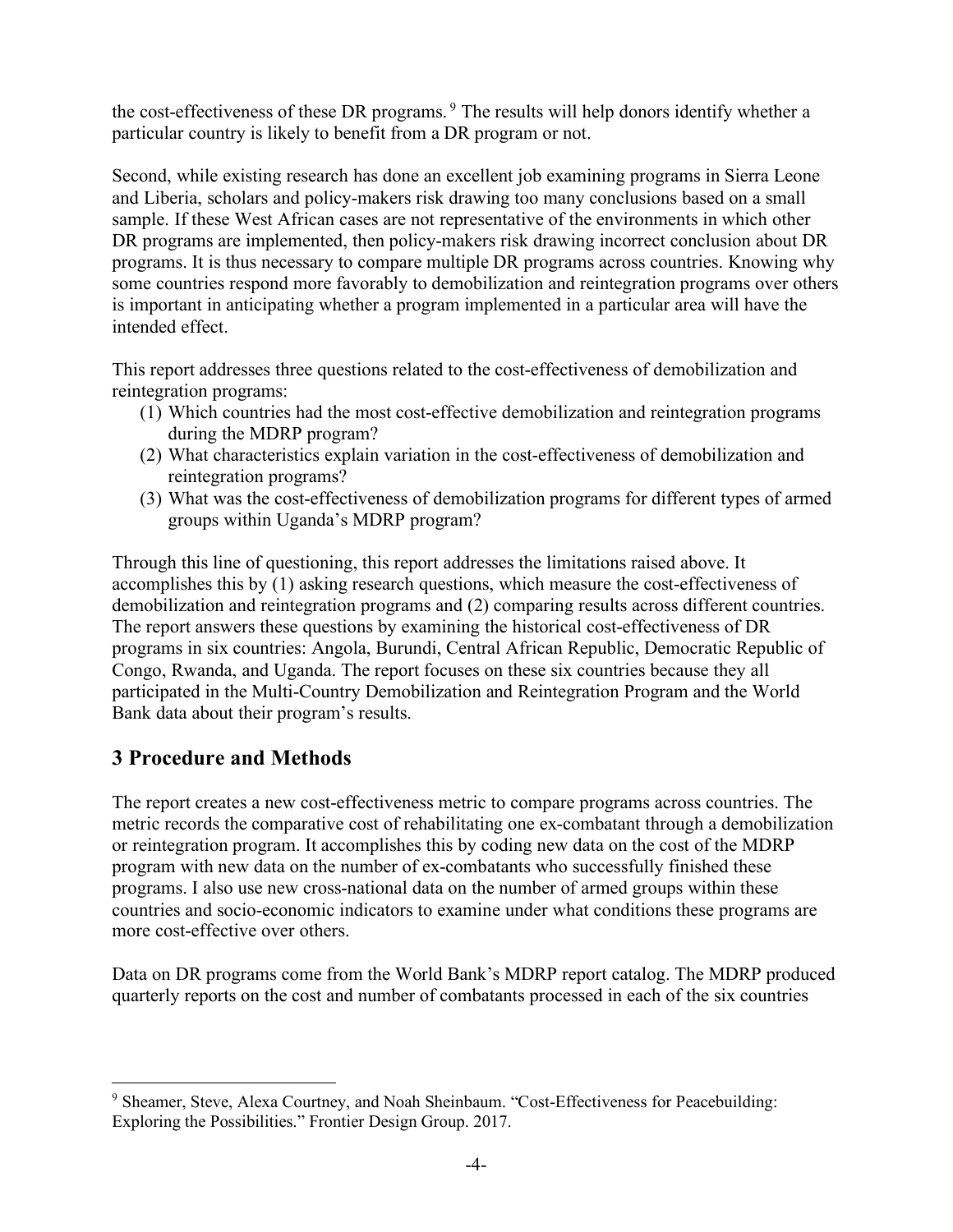the cost-effectiveness of these DR programs.[9] The results will help donors identify whether a particular country is likely to benefit from a DR program or not.

Second, while existing research has done an excellent job examining programs in Sierra Leone and Liberia, scholars and policy-makers risk drawing too many conclusions based on a small sample. If these West African cases are not representative of the environments in which other DR programs are implemented, then policy-makers risk drawing incorrect conclusion about DR programs. It is thus necessary to compare multiple DR programs across countries. Knowing why some countries respond more favorably to demobilization and reintegration programs over others is important in anticipating whether a program implemented in a particular area will have the intended effect.

This report addresses three questions related to the cost-effectiveness of demobilization and reintegration programs:

(1) Which countries had the most cost-effective demobilization and reintegration programs during the MDRP program?
(2) What characteristics explain variation in the cost-effectiveness of demobilization and reintegration programs?
(3) What was the cost-effectiveness of demobilization programs for different types of armed groups within Uganda's MDRP program?

Through this line of questioning, this report addresses the limitations raised above. It accomplishes this by (1) asking research questions, which measure the cost-effectiveness of demobilization and reintegration programs and (2) comparing results across different countries. The report answers these questions by examining the historical cost-effectiveness of DR programs in six countries: Angola, Burundi, Central African Republic, Democratic Republic of Congo, Rwanda, and Uganda. The report focuses on these six countries because they all participated in the Multi-Country Demobilization and Reintegration Program and the World Bank data about their program's results.

## 3 Procedure and Methods

The report creates a new cost-effectiveness metric to compare programs across countries. The metric records the comparative cost of rehabilitating one ex-combatant through a demobilization or reintegration program. It accomplishes this by coding new data on the cost of the MDRP program with new data on the number of ex-combatants who successfully finished these programs. I also use new cross-national data on the number of armed groups within these countries and socio-economic indicators to examine under what conditions these programs are more cost-effective over others.

Data on DR programs come from the World Bank's MDRP report catalog. The MDRP produced quarterly reports on the cost and number of combatants processed in each of the six countries

---

[9] Sheamer, Steve, Alexa Courtney, and Noah Sheinbaum. "Cost-Effectiveness for Peacebuilding: Exploring the Possibilities." Frontier Design Group. 2017.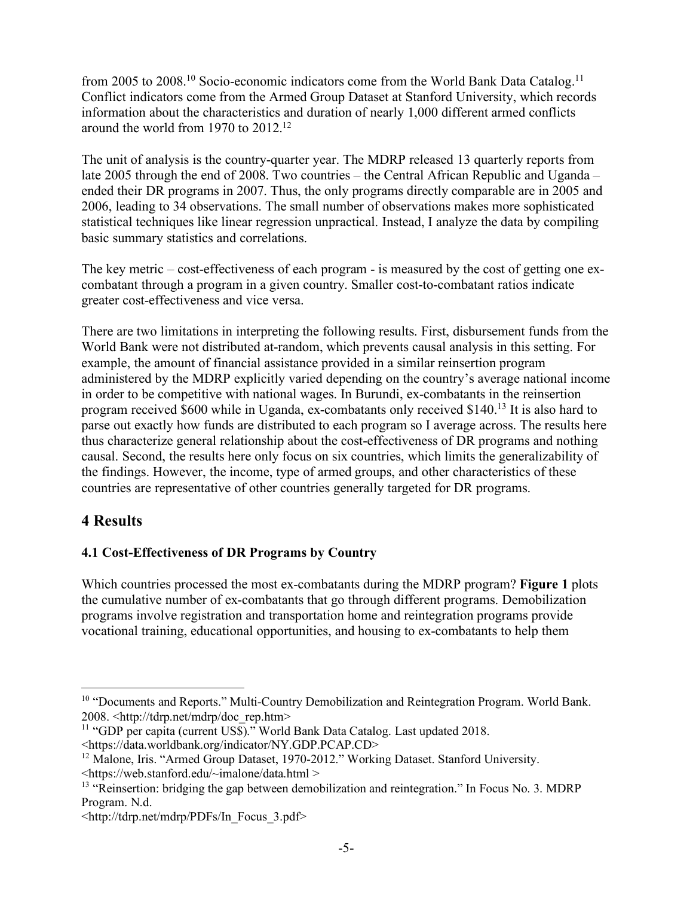from 2005 to 2008.[10] Socio-economic indicators come from the World Bank Data Catalog.[11] Conflict indicators come from the Armed Group Dataset at Stanford University, which records information about the characteristics and duration of nearly 1,000 different armed conflicts around the world from 1970 to 2012.[12]

The unit of analysis is the country-quarter year. The MDRP released 13 quarterly reports from late 2005 through the end of 2008. Two countries – the Central African Republic and Uganda – ended their DR programs in 2007. Thus, the only programs directly comparable are in 2005 and 2006, leading to 34 observations. The small number of observations makes more sophisticated statistical techniques like linear regression unpractical. Instead, I analyze the data by compiling basic summary statistics and correlations.

The key metric – cost-effectiveness of each program - is measured by the cost of getting one ex-combatant through a program in a given country. Smaller cost-to-combatant ratios indicate greater cost-effectiveness and vice versa.

There are two limitations in interpreting the following results. First, disbursement funds from the World Bank were not distributed at-random, which prevents causal analysis in this setting. For example, the amount of financial assistance provided in a similar reinsertion program administered by the MDRP explicitly varied depending on the country's average national income in order to be competitive with national wages. In Burundi, ex-combatants in the reinsertion program received $600 while in Uganda, ex-combatants only received $140.[13] It is also hard to parse out exactly how funds are distributed to each program so I average across. The results here thus characterize general relationship about the cost-effectiveness of DR programs and nothing causal. Second, the results here only focus on six countries, which limits the generalizability of the findings. However, the income, type of armed groups, and other characteristics of these countries are representative of other countries generally targeted for DR programs.

## 4 Results

### 4.1 Cost-Effectiveness of DR Programs by Country

Which countries processed the most ex-combatants during the MDRP program? **Figure 1** plots the cumulative number of ex-combatants that go through different programs. Demobilization programs involve registration and transportation home and reintegration programs provide vocational training, educational opportunities, and housing to ex-combatants to help them

---

[10] "Documents and Reports." Multi-Country Demobilization and Reintegration Program. World Bank. 2008. <http://tdrp.net/mdrp/doc_rep.htm>

[11] "GDP per capita (current US$)." World Bank Data Catalog. Last updated 2018. <https://data.worldbank.org/indicator/NY.GDP.PCAP.CD>

[12] Malone, Iris. "Armed Group Dataset, 1970-2012." Working Dataset. Stanford University. <https://web.stanford.edu/~imalone/data.html >

[13] "Reinsertion: bridging the gap between demobilization and reintegration." In Focus No. 3. MDRP Program. N.d. <http://tdrp.net/mdrp/PDFs/In_Focus_3.pdf>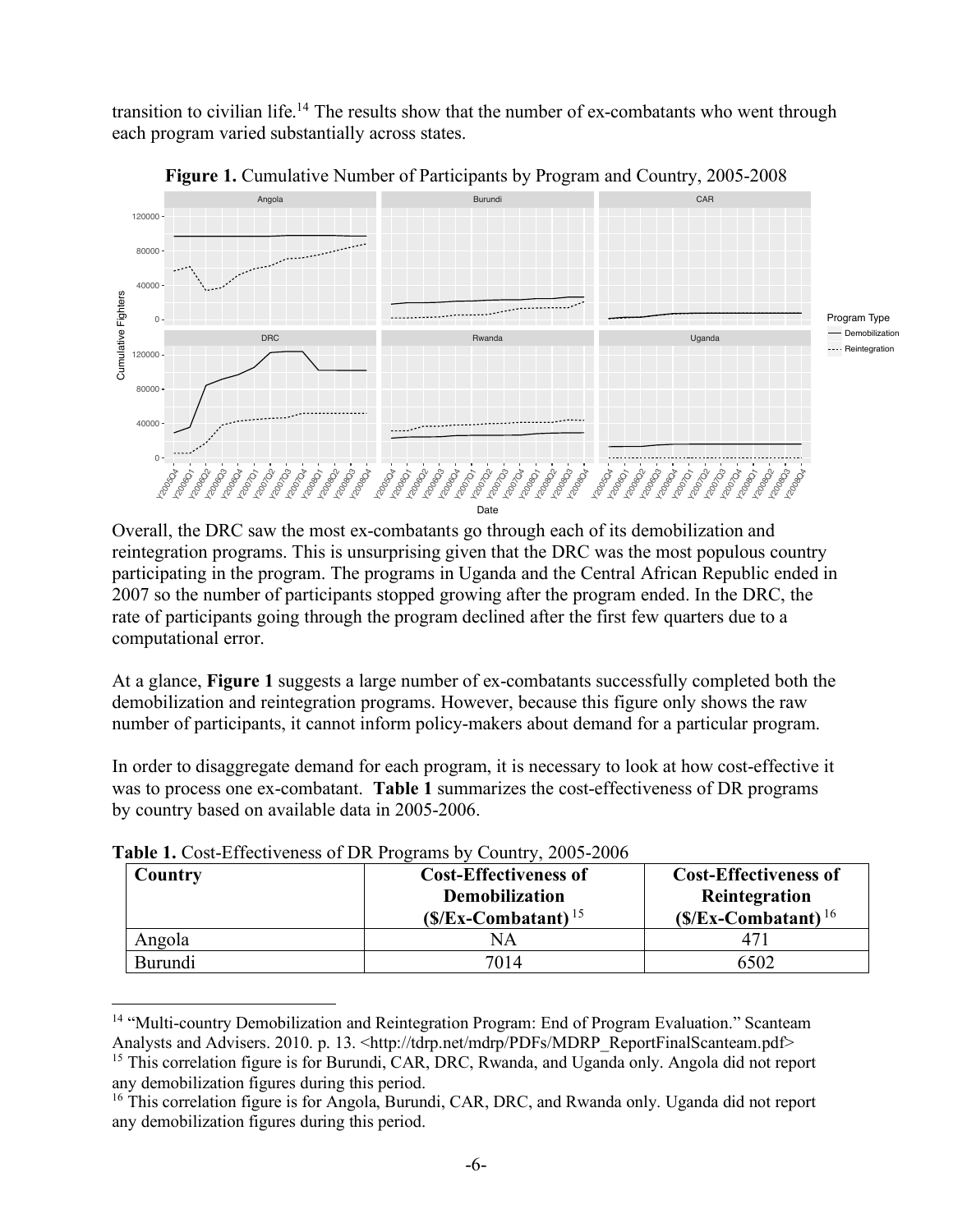transition to civilian life.[14] The results show that the number of ex-combatants who went through each program varied substantially across states.

**Figure 1.** Cumulative Number of Participants by Program and Country, 2005-2008

Overall, the DRC saw the most ex-combatants go through each of its demobilization and reintegration programs. This is unsurprising given that the DRC was the most populous country participating in the program. The programs in Uganda and the Central African Republic ended in 2007 so the number of participants stopped growing after the program ended. In the DRC, the rate of participants going through the program declined after the first few quarters due to a computational error.

At a glance, **Figure 1** suggests a large number of ex-combatants successfully completed both the demobilization and reintegration programs. However, because this figure only shows the raw number of participants, it cannot inform policy-makers about demand for a particular program.

In order to disaggregate demand for each program, it is necessary to look at how cost-effective it was to process one ex-combatant. **Table 1** summarizes the cost-effectiveness of DR programs by country based on available data in 2005-2006.

**Table 1.** Cost-Effectiveness of DR Programs by Country, 2005-2006

| Country | Cost-Effectiveness of Demobilization ($/Ex-Combatant)[15] | Cost-Effectiveness of Reintegration ($/Ex-Combatant)[16] |
|---|---|---|
| Angola | NA | 471 |
| Burundi | 7014 | 6502 |

[14] "Multi-country Demobilization and Reintegration Program: End of Program Evaluation." Scanteam Analysts and Advisers. 2010. p. 13. <http://tdrp.net/mdrp/PDFs/MDRP_ReportFinalScanteam.pdf>

[15] This correlation figure is for Burundi, CAR, DRC, Rwanda, and Uganda only. Angola did not report any demobilization figures during this period.

[16] This correlation figure is for Angola, Burundi, CAR, DRC, and Rwanda only. Uganda did not report any demobilization figures during this period.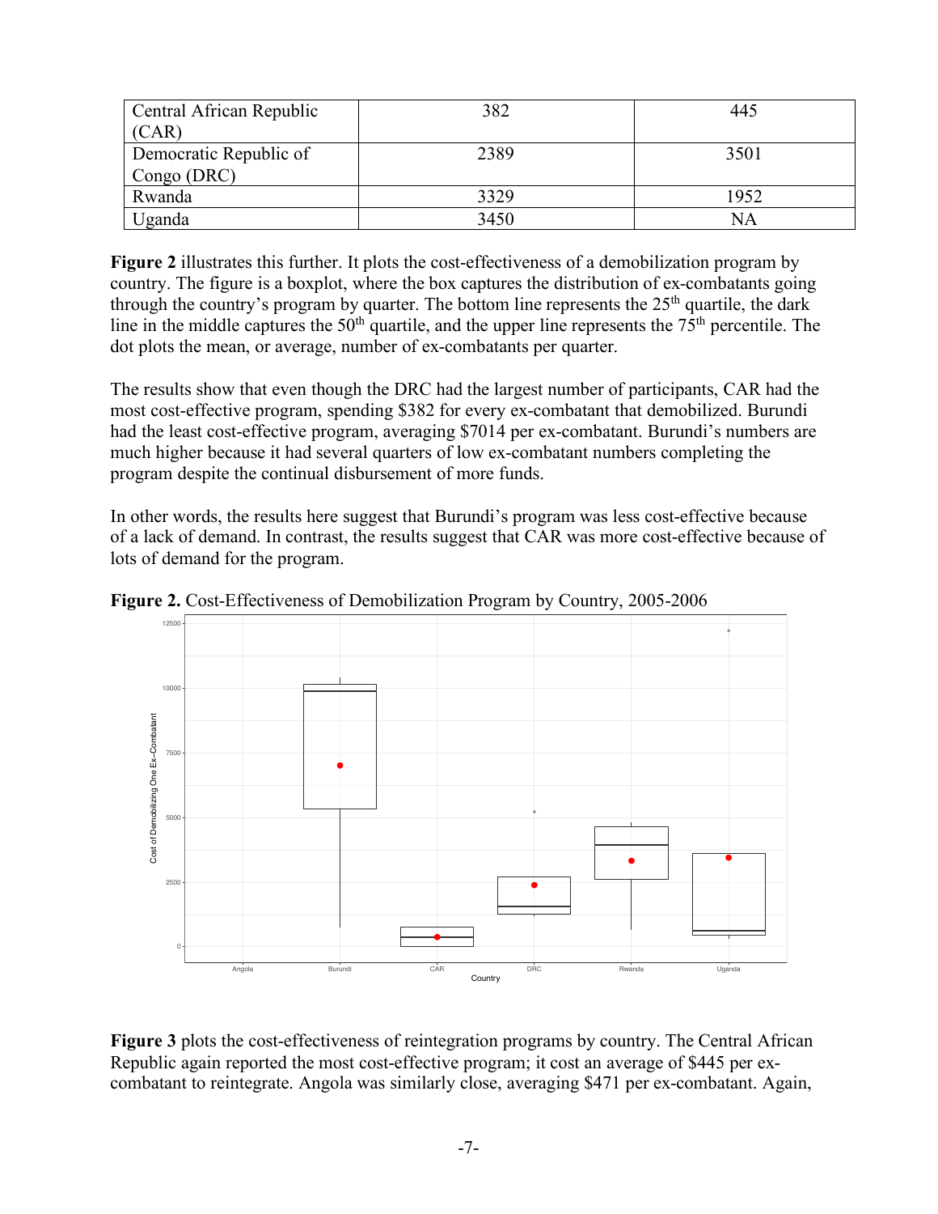| Central African Republic (CAR) | 382 | 445 |
|---|---|---|
| Democratic Republic of Congo (DRC) | 2389 | 3501 |
| Rwanda | 3329 | 1952 |
| Uganda | 3450 | NA |

**Figure 2** illustrates this further. It plots the cost-effectiveness of a demobilization program by country. The figure is a boxplot, where the box captures the distribution of ex-combatants going through the country's program by quarter. The bottom line represents the 25th quartile, the dark line in the middle captures the 50th quartile, and the upper line represents the 75th percentile. The dot plots the mean, or average, number of ex-combatants per quarter.

The results show that even though the DRC had the largest number of participants, CAR had the most cost-effective program, spending \$382 for every ex-combatant that demobilized. Burundi had the least cost-effective program, averaging \$7014 per ex-combatant. Burundi's numbers are much higher because it had several quarters of low ex-combatant numbers completing the program despite the continual disbursement of more funds.

In other words, the results here suggest that Burundi's program was less cost-effective because of a lack of demand. In contrast, the results suggest that CAR was more cost-effective because of lots of demand for the program.

**Figure 2.** Cost-Effectiveness of Demobilization Program by Country, 2005-2006

**Figure 3** plots the cost-effectiveness of reintegration programs by country. The Central African Republic again reported the most cost-effective program; it cost an average of \$445 per ex-combatant to reintegrate. Angola was similarly close, averaging \$471 per ex-combatant. Again,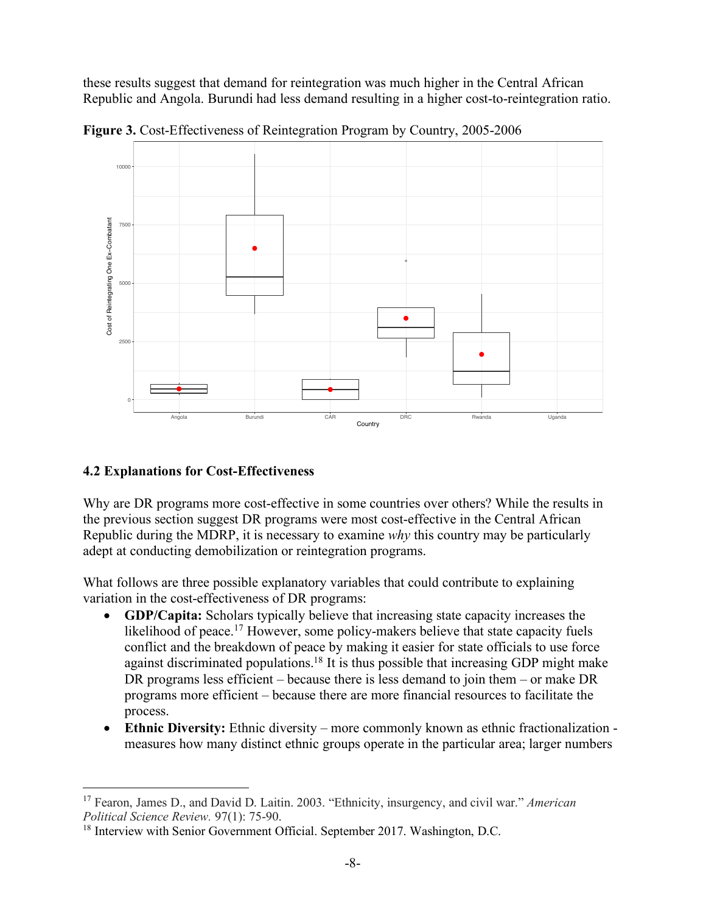these results suggest that demand for reintegration was much higher in the Central African Republic and Angola. Burundi had less demand resulting in a higher cost-to-reintegration ratio.

**Figure 3.** Cost-Effectiveness of Reintegration Program by Country, 2005-2006

### 4.2 Explanations for Cost-Effectiveness

Why are DR programs more cost-effective in some countries over others? While the results in the previous section suggest DR programs were most cost-effective in the Central African Republic during the MDRP, it is necessary to examine *why* this country may be particularly adept at conducting demobilization or reintegration programs.

What follows are three possible explanatory variables that could contribute to explaining variation in the cost-effectiveness of DR programs:

- **GDP/Capita:** Scholars typically believe that increasing state capacity increases the likelihood of peace.[17] However, some policy-makers believe that state capacity fuels conflict and the breakdown of peace by making it easier for state officials to use force against discriminated populations.[18] It is thus possible that increasing GDP might make DR programs less efficient – because there is less demand to join them – or make DR programs more efficient – because there are more financial resources to facilitate the process.
- **Ethnic Diversity:** Ethnic diversity – more commonly known as ethnic fractionalization - measures how many distinct ethnic groups operate in the particular area; larger numbers

[17] Fearon, James D., and David D. Laitin. 2003. "Ethnicity, insurgency, and civil war." *American Political Science Review.* 97(1): 75-90.

[18] Interview with Senior Government Official. September 2017. Washington, D.C.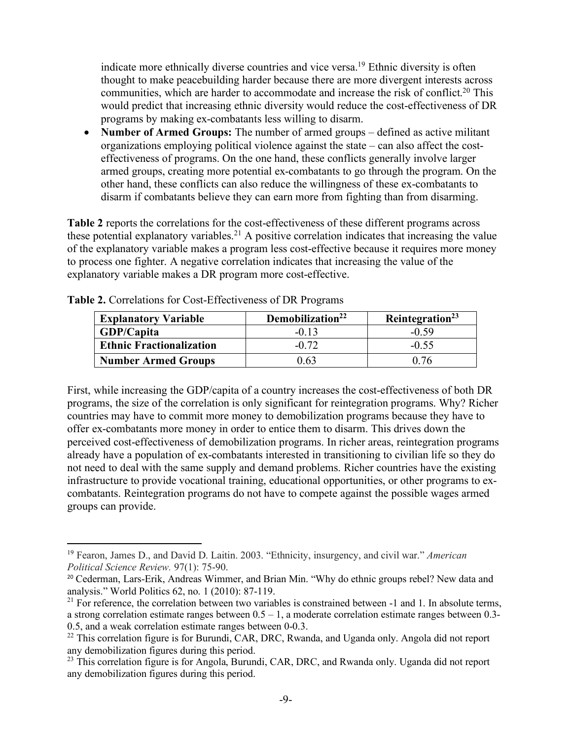indicate more ethnically diverse countries and vice versa.[19] Ethnic diversity is often thought to make peacebuilding harder because there are more divergent interests across communities, which are harder to accommodate and increase the risk of conflict.[20] This would predict that increasing ethnic diversity would reduce the cost-effectiveness of DR programs by making ex-combatants less willing to disarm.

- **Number of Armed Groups:** The number of armed groups – defined as active militant organizations employing political violence against the state – can also affect the cost-effectiveness of programs. On the one hand, these conflicts generally involve larger armed groups, creating more potential ex-combatants to go through the program. On the other hand, these conflicts can also reduce the willingness of these ex-combatants to disarm if combatants believe they can earn more from fighting than from disarming.

**Table 2** reports the correlations for the cost-effectiveness of these different programs across these potential explanatory variables.[21] A positive correlation indicates that increasing the value of the explanatory variable makes a program less cost-effective because it requires more money to process one fighter. A negative correlation indicates that increasing the value of the explanatory variable makes a DR program more cost-effective.

**Table 2.** Correlations for Cost-Effectiveness of DR Programs

| Explanatory Variable | Demobilization[22] | Reintegration[23] |
|---|---|---|
| **GDP/Capita** | -0.13 | -0.59 |
| **Ethnic Fractionalization** | -0.72 | -0.55 |
| **Number Armed Groups** | 0.63 | 0.76 |

First, while increasing the GDP/capita of a country increases the cost-effectiveness of both DR programs, the size of the correlation is only significant for reintegration programs. Why? Richer countries may have to commit more money to demobilization programs because they have to offer ex-combatants more money in order to entice them to disarm. This drives down the perceived cost-effectiveness of demobilization programs. In richer areas, reintegration programs already have a population of ex-combatants interested in transitioning to civilian life so they do not need to deal with the same supply and demand problems. Richer countries have the existing infrastructure to provide vocational training, educational opportunities, or other programs to ex-combatants. Reintegration programs do not have to compete against the possible wages armed groups can provide.

[19] Fearon, James D., and David D. Laitin. 2003. "Ethnicity, insurgency, and civil war." *American Political Science Review.* 97(1): 75-90.

[20] Cederman, Lars-Erik, Andreas Wimmer, and Brian Min. "Why do ethnic groups rebel? New data and analysis." World Politics 62, no. 1 (2010): 87-119.

[21] For reference, the correlation between two variables is constrained between -1 and 1. In absolute terms, a strong correlation estimate ranges between 0.5 – 1, a moderate correlation estimate ranges between 0.3-0.5, and a weak correlation estimate ranges between 0-0.3.

[22] This correlation figure is for Burundi, CAR, DRC, Rwanda, and Uganda only. Angola did not report any demobilization figures during this period.

[23] This correlation figure is for Angola, Burundi, CAR, DRC, and Rwanda only. Uganda did not report any demobilization figures during this period.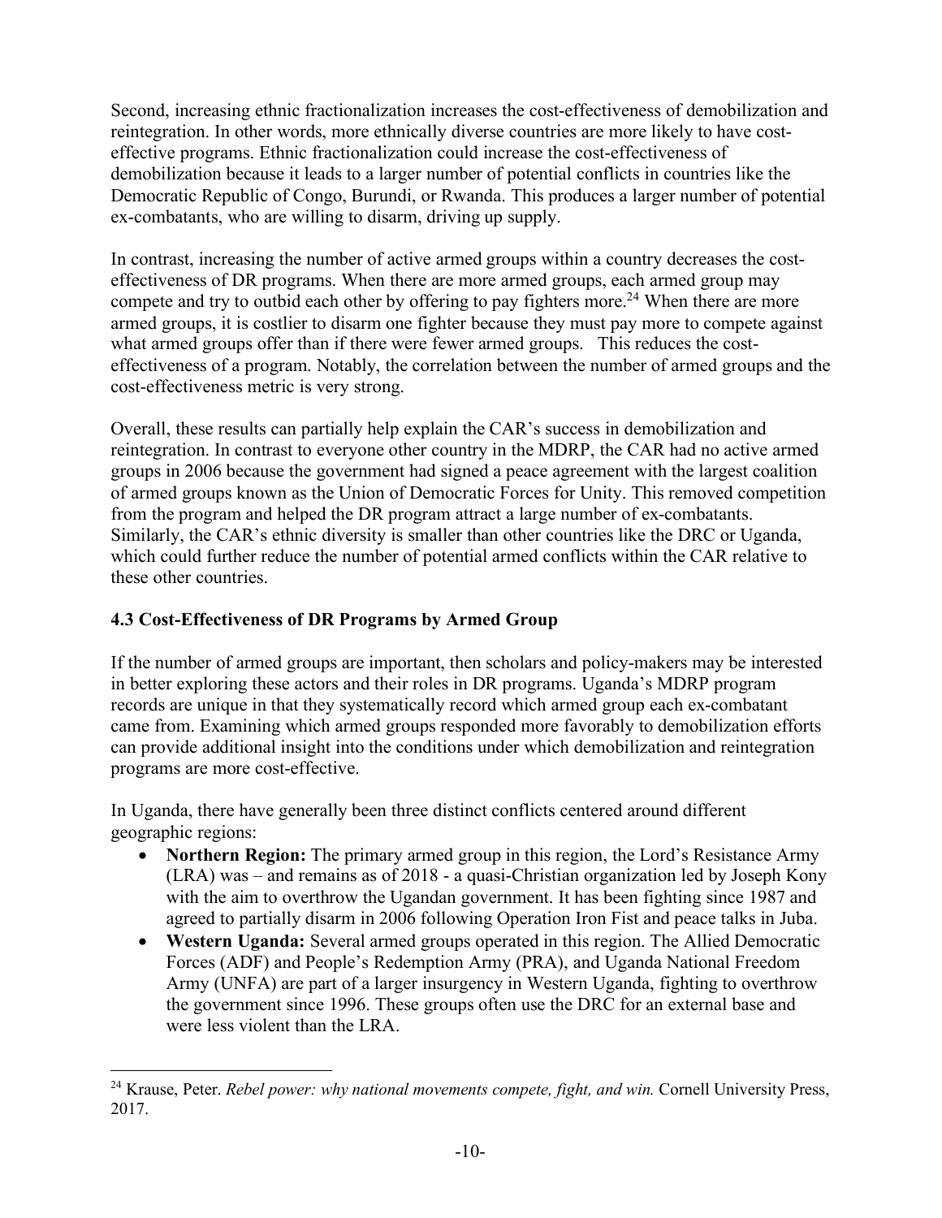Second, increasing ethnic fractionalization increases the cost-effectiveness of demobilization and reintegration. In other words, more ethnically diverse countries are more likely to have cost-effective programs. Ethnic fractionalization could increase the cost-effectiveness of demobilization because it leads to a larger number of potential conflicts in countries like the Democratic Republic of Congo, Burundi, or Rwanda. This produces a larger number of potential ex-combatants, who are willing to disarm, driving up supply.

In contrast, increasing the number of active armed groups within a country decreases the cost-effectiveness of DR programs. When there are more armed groups, each armed group may compete and try to outbid each other by offering to pay fighters more.[24] When there are more armed groups, it is costlier to disarm one fighter because they must pay more to compete against what armed groups offer than if there were fewer armed groups. This reduces the cost-effectiveness of a program. Notably, the correlation between the number of armed groups and the cost-effectiveness metric is very strong.

Overall, these results can partially help explain the CAR's success in demobilization and reintegration. In contrast to everyone other country in the MDRP, the CAR had no active armed groups in 2006 because the government had signed a peace agreement with the largest coalition of armed groups known as the Union of Democratic Forces for Unity. This removed competition from the program and helped the DR program attract a large number of ex-combatants. Similarly, the CAR's ethnic diversity is smaller than other countries like the DRC or Uganda, which could further reduce the number of potential armed conflicts within the CAR relative to these other countries.

### 4.3 Cost-Effectiveness of DR Programs by Armed Group

If the number of armed groups are important, then scholars and policy-makers may be interested in better exploring these actors and their roles in DR programs. Uganda's MDRP program records are unique in that they systematically record which armed group each ex-combatant came from. Examining which armed groups responded more favorably to demobilization efforts can provide additional insight into the conditions under which demobilization and reintegration programs are more cost-effective.

In Uganda, there have generally been three distinct conflicts centered around different geographic regions:

- **Northern Region:** The primary armed group in this region, the Lord's Resistance Army (LRA) was – and remains as of 2018 - a quasi-Christian organization led by Joseph Kony with the aim to overthrow the Ugandan government. It has been fighting since 1987 and agreed to partially disarm in 2006 following Operation Iron Fist and peace talks in Juba.
- **Western Uganda:** Several armed groups operated in this region. The Allied Democratic Forces (ADF) and People's Redemption Army (PRA), and Uganda National Freedom Army (UNFA) are part of a larger insurgency in Western Uganda, fighting to overthrow the government since 1996. These groups often use the DRC for an external base and were less violent than the LRA.

---

[24] Krause, Peter. *Rebel power: why national movements compete, fight, and win.* Cornell University Press, 2017.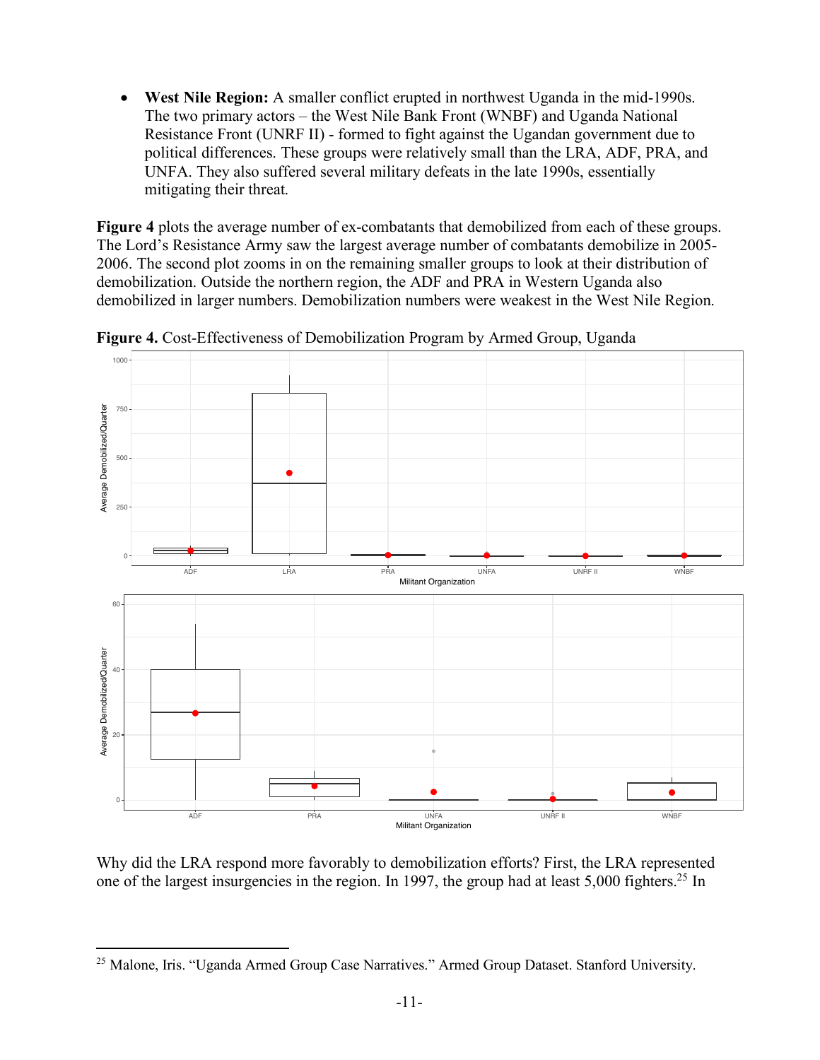- **West Nile Region:** A smaller conflict erupted in northwest Uganda in the mid-1990s. The two primary actors – the West Nile Bank Front (WNBF) and Uganda National Resistance Front (UNRF II) - formed to fight against the Ugandan government due to political differences. These groups were relatively small than the LRA, ADF, PRA, and UNFA. They also suffered several military defeats in the late 1990s, essentially mitigating their threat.

**Figure 4** plots the average number of ex-combatants that demobilized from each of these groups. The Lord's Resistance Army saw the largest average number of combatants demobilize in 2005-2006. The second plot zooms in on the remaining smaller groups to look at their distribution of demobilization. Outside the northern region, the ADF and PRA in Western Uganda also demobilized in larger numbers. Demobilization numbers were weakest in the West Nile Region.

**Figure 4.** Cost-Effectiveness of Demobilization Program by Armed Group, Uganda

Why did the LRA respond more favorably to demobilization efforts? First, the LRA represented one of the largest insurgencies in the region. In 1997, the group had at least 5,000 fighters.[25] In

[25] Malone, Iris. "Uganda Armed Group Case Narratives." Armed Group Dataset. Stanford University.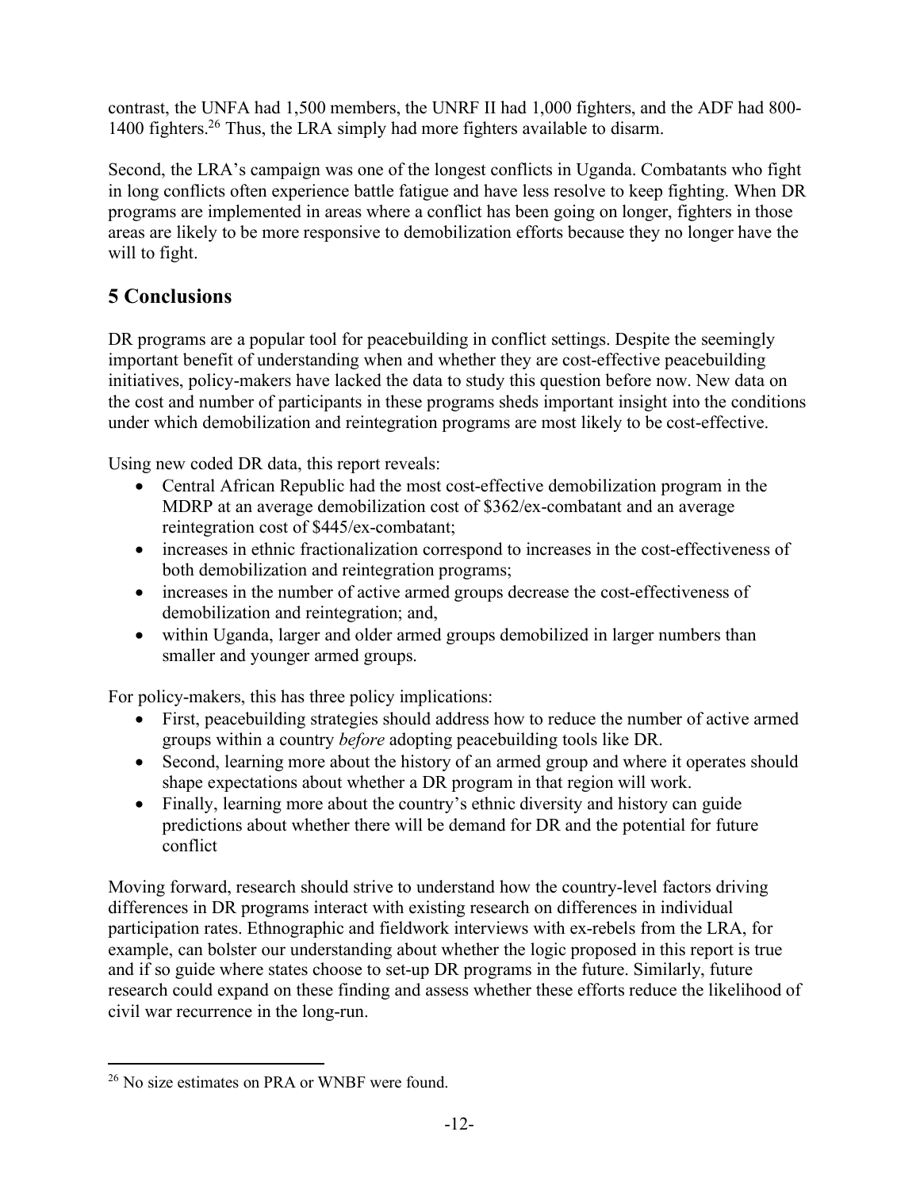contrast, the UNFA had 1,500 members, the UNRF II had 1,000 fighters, and the ADF had 800-1400 fighters.[26] Thus, the LRA simply had more fighters available to disarm.

Second, the LRA's campaign was one of the longest conflicts in Uganda. Combatants who fight in long conflicts often experience battle fatigue and have less resolve to keep fighting. When DR programs are implemented in areas where a conflict has been going on longer, fighters in those areas are likely to be more responsive to demobilization efforts because they no longer have the will to fight.

## 5 Conclusions

DR programs are a popular tool for peacebuilding in conflict settings. Despite the seemingly important benefit of understanding when and whether they are cost-effective peacebuilding initiatives, policy-makers have lacked the data to study this question before now. New data on the cost and number of participants in these programs sheds important insight into the conditions under which demobilization and reintegration programs are most likely to be cost-effective.

Using new coded DR data, this report reveals:

- Central African Republic had the most cost-effective demobilization program in the MDRP at an average demobilization cost of $362/ex-combatant and an average reintegration cost of $445/ex-combatant;
- increases in ethnic fractionalization correspond to increases in the cost-effectiveness of both demobilization and reintegration programs;
- increases in the number of active armed groups decrease the cost-effectiveness of demobilization and reintegration; and,
- within Uganda, larger and older armed groups demobilized in larger numbers than smaller and younger armed groups.

For policy-makers, this has three policy implications:

- First, peacebuilding strategies should address how to reduce the number of active armed groups within a country *before* adopting peacebuilding tools like DR.
- Second, learning more about the history of an armed group and where it operates should shape expectations about whether a DR program in that region will work.
- Finally, learning more about the country's ethnic diversity and history can guide predictions about whether there will be demand for DR and the potential for future conflict

Moving forward, research should strive to understand how the country-level factors driving differences in DR programs interact with existing research on differences in individual participation rates. Ethnographic and fieldwork interviews with ex-rebels from the LRA, for example, can bolster our understanding about whether the logic proposed in this report is true and if so guide where states choose to set-up DR programs in the future. Similarly, future research could expand on these finding and assess whether these efforts reduce the likelihood of civil war recurrence in the long-run.

---

[26] No size estimates on PRA or WNBF were found.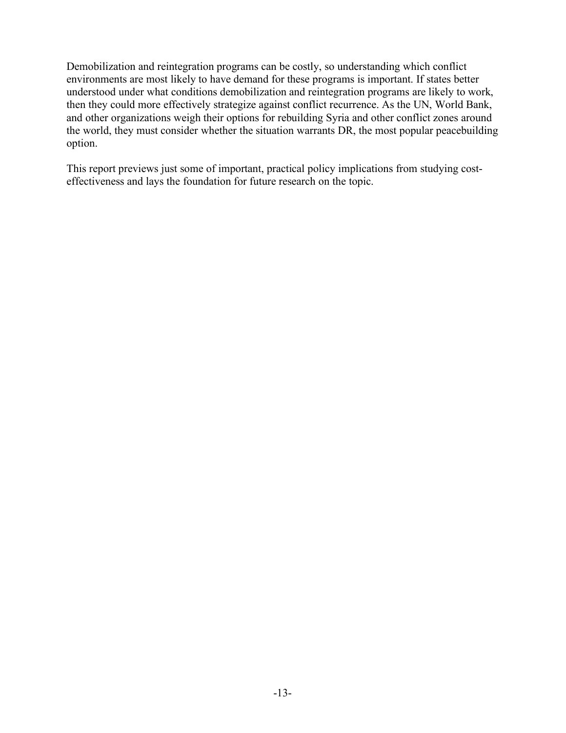Demobilization and reintegration programs can be costly, so understanding which conflict environments are most likely to have demand for these programs is important. If states better understood under what conditions demobilization and reintegration programs are likely to work, then they could more effectively strategize against conflict recurrence. As the UN, World Bank, and other organizations weigh their options for rebuilding Syria and other conflict zones around the world, they must consider whether the situation warrants DR, the most popular peacebuilding option.

This report previews just some of important, practical policy implications from studying cost-effectiveness and lays the foundation for future research on the topic.